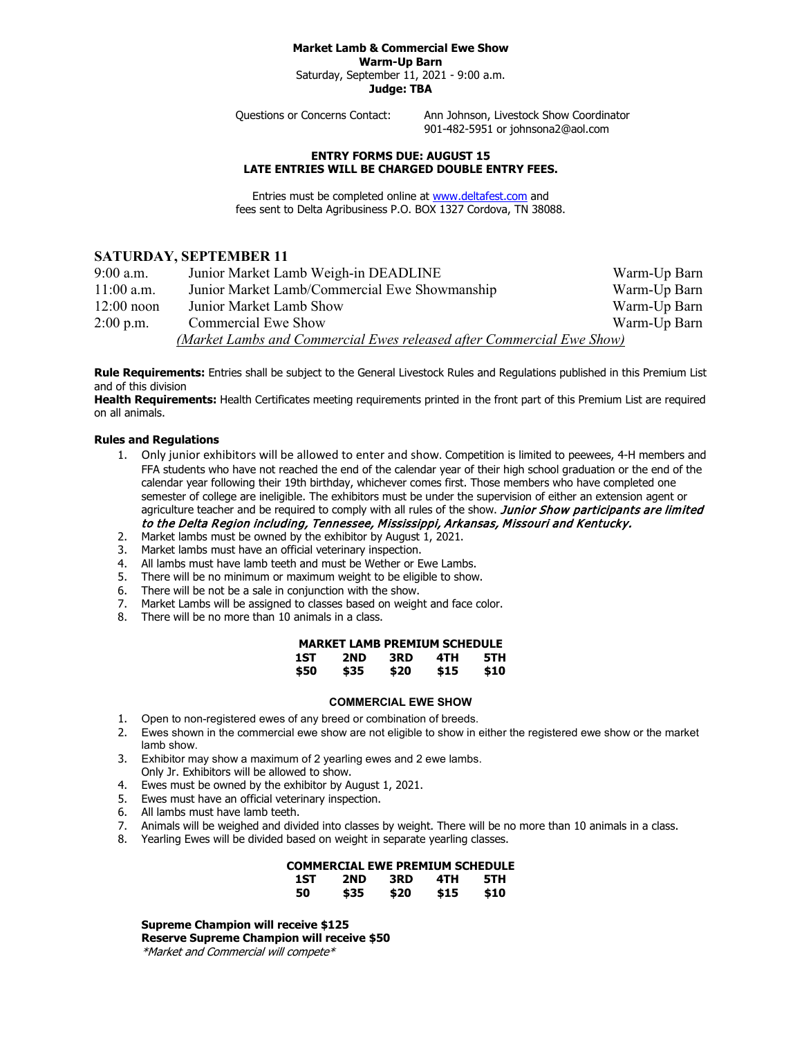**Market Lamb & Commercial Ewe Show**
**Warm-Up Barn**
Saturday, September 11, 2021 - 9:00 a.m.
**Judge: TBA**

Questions or Concerns Contact: Ann Johnson, Livestock Show Coordinator
901-482-5951 or johnsona2@aol.com

**ENTRY FORMS DUE: AUGUST 15**
**LATE ENTRIES WILL BE CHARGED DOUBLE ENTRY FEES.**

Entries must be completed online at www.deltafest.com and fees sent to Delta Agribusiness P.O. BOX 1327 Cordova, TN 38088.

## SATURDAY, SEPTEMBER 11

| | | |
|---|---|---|
| 9:00 a.m. | Junior Market Lamb Weigh-in DEADLINE | Warm-Up Barn |
| 11:00 a.m. | Junior Market Lamb/Commercial Ewe Showmanship | Warm-Up Barn |
| 12:00 noon | Junior Market Lamb Show | Warm-Up Barn |
| 2:00 p.m. | Commercial Ewe Show | Warm-Up Barn |

*(Market Lambs and Commercial Ewes released after Commercial Ewe Show)*

**Rule Requirements:** Entries shall be subject to the General Livestock Rules and Regulations published in this Premium List and of this division
**Health Requirements:** Health Certificates meeting requirements printed in the front part of this Premium List are required on all animals.

**Rules and Regulations**

1. Only junior exhibitors will be allowed to enter and show. Competition is limited to peewees, 4-H members and FFA students who have not reached the end of the calendar year of their high school graduation or the end of the calendar year following their 19th birthday, whichever comes first. Those members who have completed one semester of college are ineligible. The exhibitors must be under the supervision of either an extension agent or agriculture teacher and be required to comply with all rules of the show. ***Junior Show participants are limited to the Delta Region including, Tennessee, Mississippi, Arkansas, Missouri and Kentucky.***
2. Market lambs must be owned by the exhibitor by August 1, 2021.
3. Market lambs must have an official veterinary inspection.
4. All lambs must have lamb teeth and must be Wether or Ewe Lambs.
5. There will be no minimum or maximum weight to be eligible to show.
6. There will be not be a sale in conjunction with the show.
7. Market Lambs will be assigned to classes based on weight and face color.
8. There will be no more than 10 animals in a class.

**MARKET LAMB PREMIUM SCHEDULE**

| 1ST | 2ND | 3RD | 4TH | 5TH |
|---|---|---|---|---|
| $50 | $35 | $20 | $15 | $10 |

**COMMERCIAL EWE SHOW**

1. Open to non-registered ewes of any breed or combination of breeds.
2. Ewes shown in the commercial ewe show are not eligible to show in either the registered ewe show or the market lamb show.
3. Exhibitor may show a maximum of 2 yearling ewes and 2 ewe lambs.
   Only Jr. Exhibitors will be allowed to show.
4. Ewes must be owned by the exhibitor by August 1, 2021.
5. Ewes must have an official veterinary inspection.
6. All lambs must have lamb teeth.
7. Animals will be weighed and divided into classes by weight. There will be no more than 10 animals in a class.
8. Yearling Ewes will be divided based on weight in separate yearling classes.

**COMMERCIAL EWE PREMIUM SCHEDULE**

| 1ST | 2ND | 3RD | 4TH | 5TH |
|---|---|---|---|---|
| 50 | $35 | $20 | $15 | $10 |

**Supreme Champion will receive $125**
**Reserve Supreme Champion will receive $50**
*\*Market and Commercial will compete\**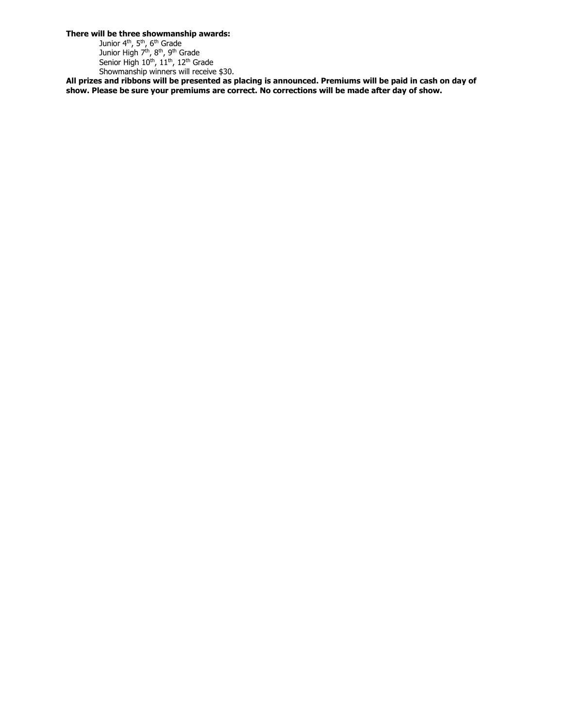**There will be three showmanship awards:**

Junior 4th, 5th, 6th Grade
Junior High 7th, 8th, 9th Grade
Senior High 10th, 11th, 12th Grade
Showmanship winners will receive $30.

**All prizes and ribbons will be presented as placing is announced. Premiums will be paid in cash on day of show. Please be sure your premiums are correct. No corrections will be made after day of show.**